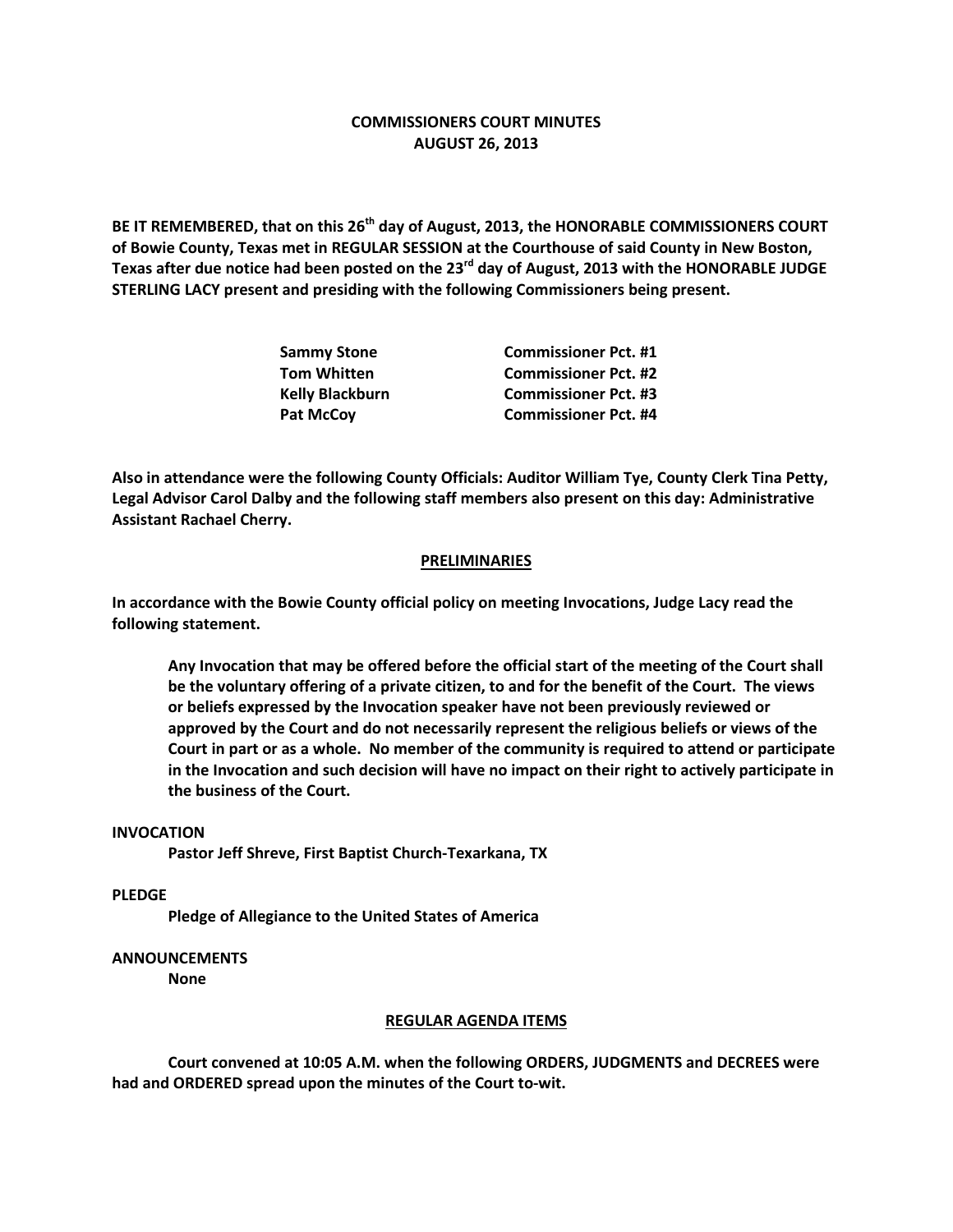# COMMISSIONERS COURT MINUTES
# AUGUST 26, 2013

**BE IT REMEMBERED, that on this 26th day of August, 2013, the HONORABLE COMMISSIONERS COURT of Bowie County, Texas met in REGULAR SESSION at the Courthouse of said County in New Boston, Texas after due notice had been posted on the 23rd day of August, 2013 with the HONORABLE JUDGE STERLING LACY present and presiding with the following Commissioners being present.**

| | |
|---|---|
| **Sammy Stone** | **Commissioner Pct. #1** |
| **Tom Whitten** | **Commissioner Pct. #2** |
| **Kelly Blackburn** | **Commissioner Pct. #3** |
| **Pat McCoy** | **Commissioner Pct. #4** |

**Also in attendance were the following County Officials: Auditor William Tye, County Clerk Tina Petty, Legal Advisor Carol Dalby and the following staff members also present on this day: Administrative Assistant Rachael Cherry.**

## PRELIMINARIES

**In accordance with the Bowie County official policy on meeting Invocations, Judge Lacy read the following statement.**

> **Any Invocation that may be offered before the official start of the meeting of the Court shall be the voluntary offering of a private citizen, to and for the benefit of the Court. The views or beliefs expressed by the Invocation speaker have not been previously reviewed or approved by the Court and do not necessarily represent the religious beliefs or views of the Court in part or as a whole. No member of the community is required to attend or participate in the Invocation and such decision will have no impact on their right to actively participate in the business of the Court.**

**INVOCATION**

**Pastor Jeff Shreve, First Baptist Church-Texarkana, TX**

**PLEDGE**

**Pledge of Allegiance to the United States of America**

**ANNOUNCEMENTS**

**None**

## REGULAR AGENDA ITEMS

**Court convened at 10:05 A.M. when the following ORDERS, JUDGMENTS and DECREES were had and ORDERED spread upon the minutes of the Court to-wit.**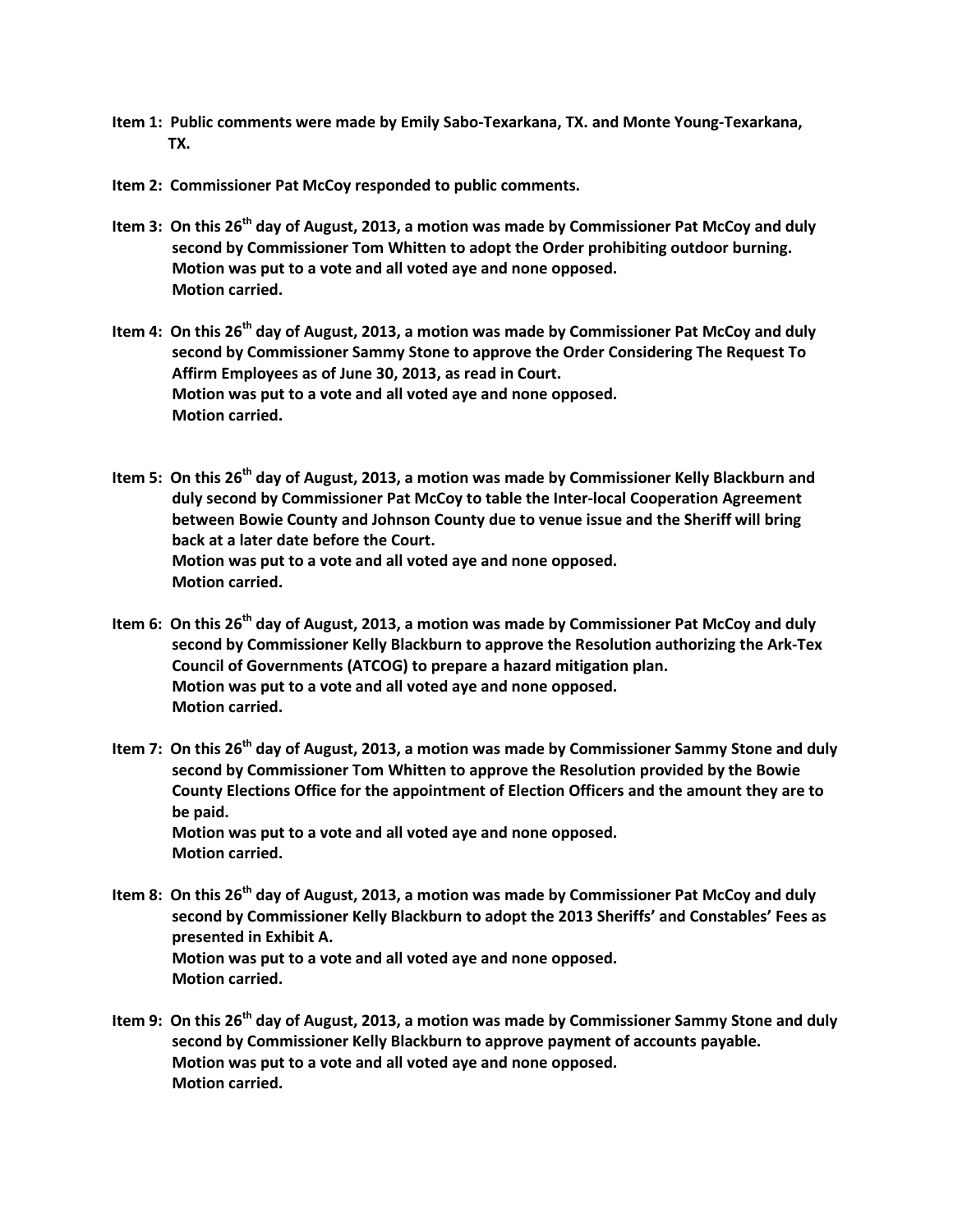**Item 1: Public comments were made by Emily Sabo-Texarkana, TX. and Monte Young-Texarkana, TX.**

**Item 2: Commissioner Pat McCoy responded to public comments.**

**Item 3: On this 26th day of August, 2013, a motion was made by Commissioner Pat McCoy and duly second by Commissioner Tom Whitten to adopt the Order prohibiting outdoor burning. Motion was put to a vote and all voted aye and none opposed. Motion carried.**

**Item 4: On this 26th day of August, 2013, a motion was made by Commissioner Pat McCoy and duly second by Commissioner Sammy Stone to approve the Order Considering The Request To Affirm Employees as of June 30, 2013, as read in Court. Motion was put to a vote and all voted aye and none opposed. Motion carried.**

**Item 5: On this 26th day of August, 2013, a motion was made by Commissioner Kelly Blackburn and duly second by Commissioner Pat McCoy to table the Inter-local Cooperation Agreement between Bowie County and Johnson County due to venue issue and the Sheriff will bring back at a later date before the Court. Motion was put to a vote and all voted aye and none opposed. Motion carried.**

**Item 6: On this 26th day of August, 2013, a motion was made by Commissioner Pat McCoy and duly second by Commissioner Kelly Blackburn to approve the Resolution authorizing the Ark-Tex Council of Governments (ATCOG) to prepare a hazard mitigation plan. Motion was put to a vote and all voted aye and none opposed. Motion carried.**

**Item 7: On this 26th day of August, 2013, a motion was made by Commissioner Sammy Stone and duly second by Commissioner Tom Whitten to approve the Resolution provided by the Bowie County Elections Office for the appointment of Election Officers and the amount they are to be paid. Motion was put to a vote and all voted aye and none opposed. Motion carried.**

**Item 8: On this 26th day of August, 2013, a motion was made by Commissioner Pat McCoy and duly second by Commissioner Kelly Blackburn to adopt the 2013 Sheriffs' and Constables' Fees as presented in Exhibit A. Motion was put to a vote and all voted aye and none opposed. Motion carried.**

**Item 9: On this 26th day of August, 2013, a motion was made by Commissioner Sammy Stone and duly second by Commissioner Kelly Blackburn to approve payment of accounts payable. Motion was put to a vote and all voted aye and none opposed. Motion carried.**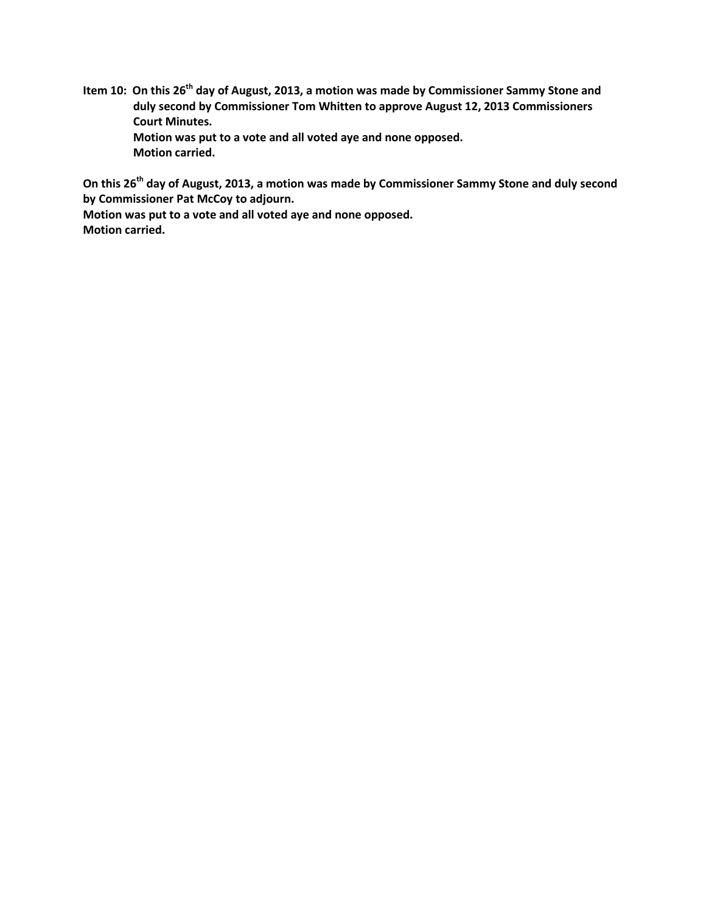**Item 10: On this 26th day of August, 2013, a motion was made by Commissioner Sammy Stone and duly second by Commissioner Tom Whitten to approve August 12, 2013 Commissioners Court Minutes.**
**Motion was put to a vote and all voted aye and none opposed.**
**Motion carried.**

**On this 26th day of August, 2013, a motion was made by Commissioner Sammy Stone and duly second by Commissioner Pat McCoy to adjourn.**
**Motion was put to a vote and all voted aye and none opposed.**
**Motion carried.**